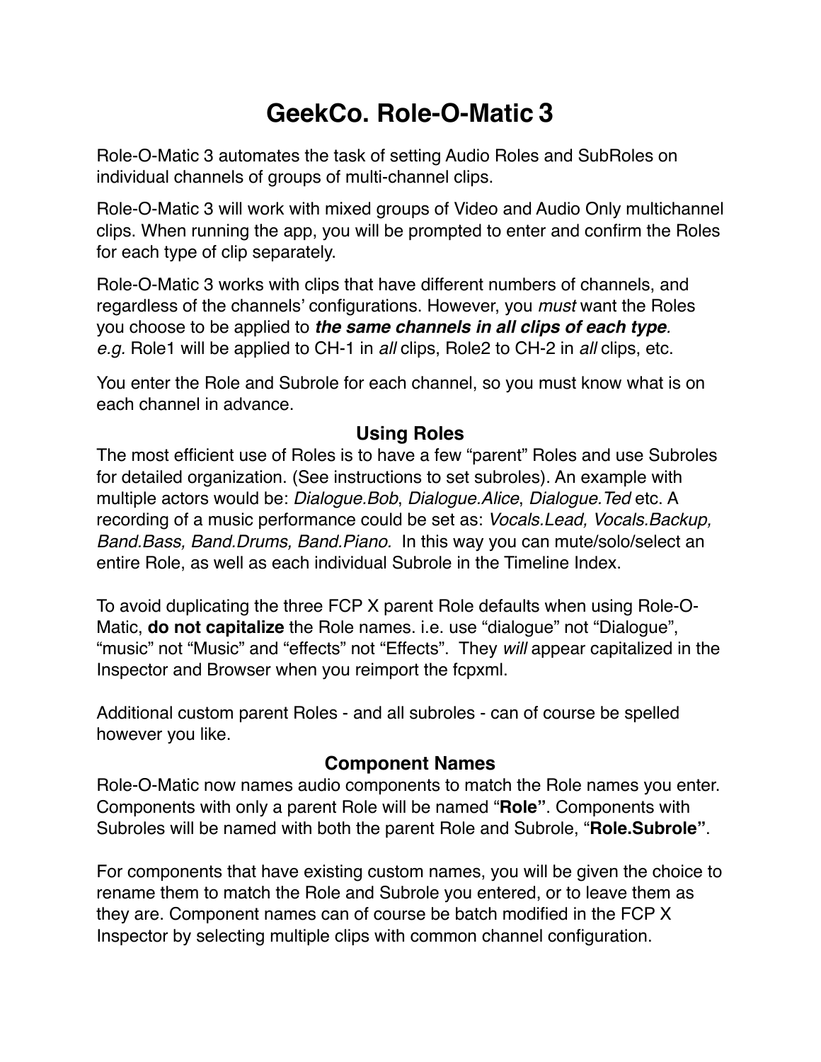# GeekCo. Role-O-Matic 3

Role-O-Matic 3 automates the task of setting Audio Roles and SubRoles on individual channels of groups of multi-channel clips.

Role-O-Matic 3 will work with mixed groups of Video and Audio Only multichannel clips. When running the app, you will be prompted to enter and confirm the Roles for each type of clip separately.

Role-O-Matic 3 works with clips that have different numbers of channels, and regardless of the channels' configurations. However, you *must* want the Roles you choose to be applied to ***the same channels in all clips of each type***. *e.g.* Role1 will be applied to CH-1 in *all* clips, Role2 to CH-2 in *all* clips, etc.

You enter the Role and Subrole for each channel, so you must know what is on each channel in advance.

## Using Roles

The most efficient use of Roles is to have a few "parent" Roles and use Subroles for detailed organization. (See instructions to set subroles). An example with multiple actors would be: *Dialogue.Bob*, *Dialogue.Alice*, *Dialogue.Ted* etc. A recording of a music performance could be set as: *Vocals.Lead, Vocals.Backup, Band.Bass, Band.Drums, Band.Piano.* In this way you can mute/solo/select an entire Role, as well as each individual Subrole in the Timeline Index.

To avoid duplicating the three FCP X parent Role defaults when using Role-O-Matic, **do not capitalize** the Role names. i.e. use "dialogue" not "Dialogue", "music" not "Music" and "effects" not "Effects". They *will* appear capitalized in the Inspector and Browser when you reimport the fcpxml.

Additional custom parent Roles - and all subroles - can of course be spelled however you like.

## Component Names

Role-O-Matic now names audio components to match the Role names you enter. Components with only a parent Role will be named "**Role**". Components with Subroles will be named with both the parent Role and Subrole, "**Role.Subrole**".

For components that have existing custom names, you will be given the choice to rename them to match the Role and Subrole you entered, or to leave them as they are. Component names can of course be batch modified in the FCP X Inspector by selecting multiple clips with common channel configuration.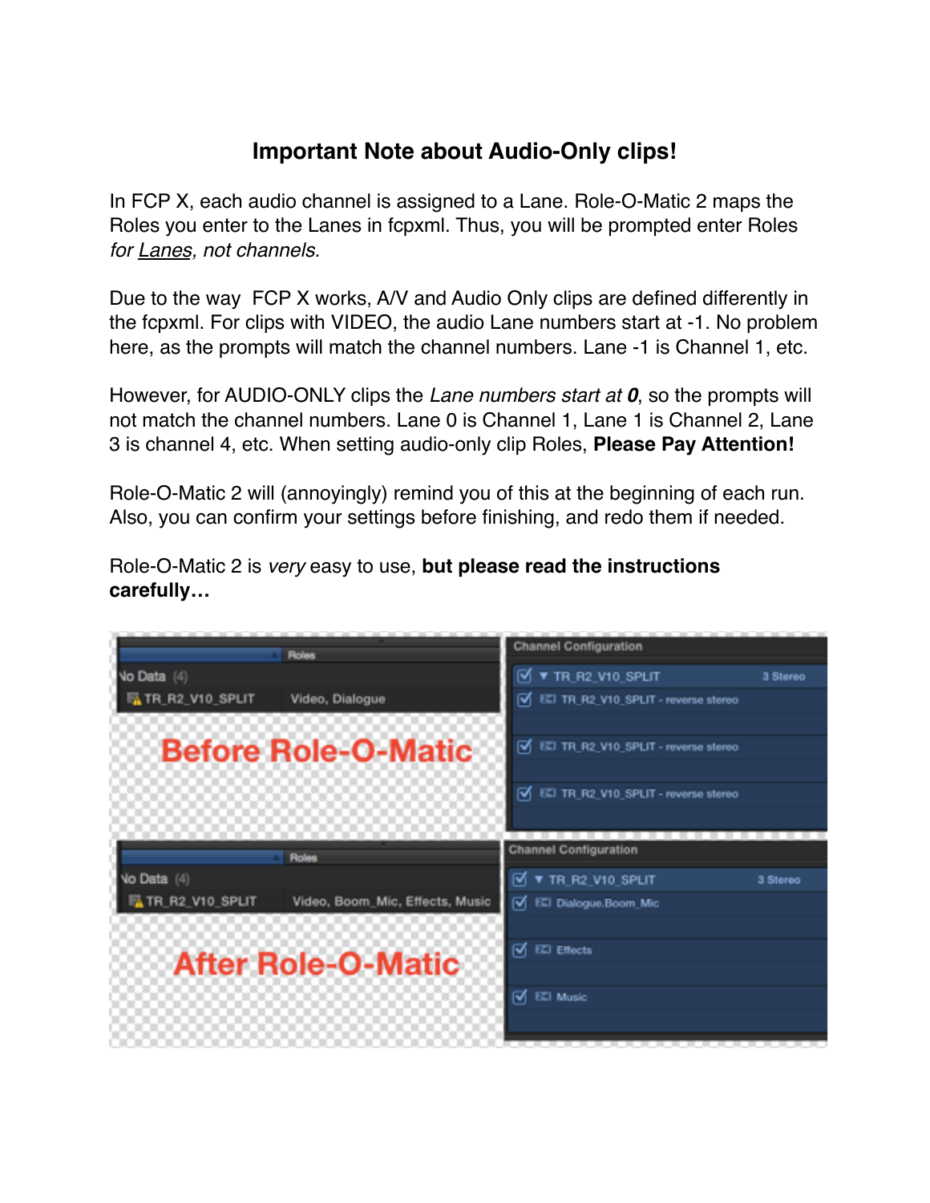# Important Note about Audio-Only clips!

In FCP X, each audio channel is assigned to a Lane. Role-O-Matic 2 maps the Roles you enter to the Lanes in fcpxml. Thus, you will be prompted enter Roles *for Lanes, not channels.*

Due to the way FCP X works, A/V and Audio Only clips are defined differently in the fcpxml. For clips with VIDEO, the audio Lane numbers start at -1. No problem here, as the prompts will match the channel numbers. Lane -1 is Channel 1, etc.

However, for AUDIO-ONLY clips the *Lane numbers start at **0***, so the prompts will not match the channel numbers. Lane 0 is Channel 1, Lane 1 is Channel 2, Lane 3 is channel 4, etc. When setting audio-only clip Roles, **Please Pay Attention!**

Role-O-Matic 2 will (annoyingly) remind you of this at the beginning of each run. Also, you can confirm your settings before finishing, and redo them if needed.

Role-O-Matic 2 is *very* easy to use, **but please read the instructions carefully…**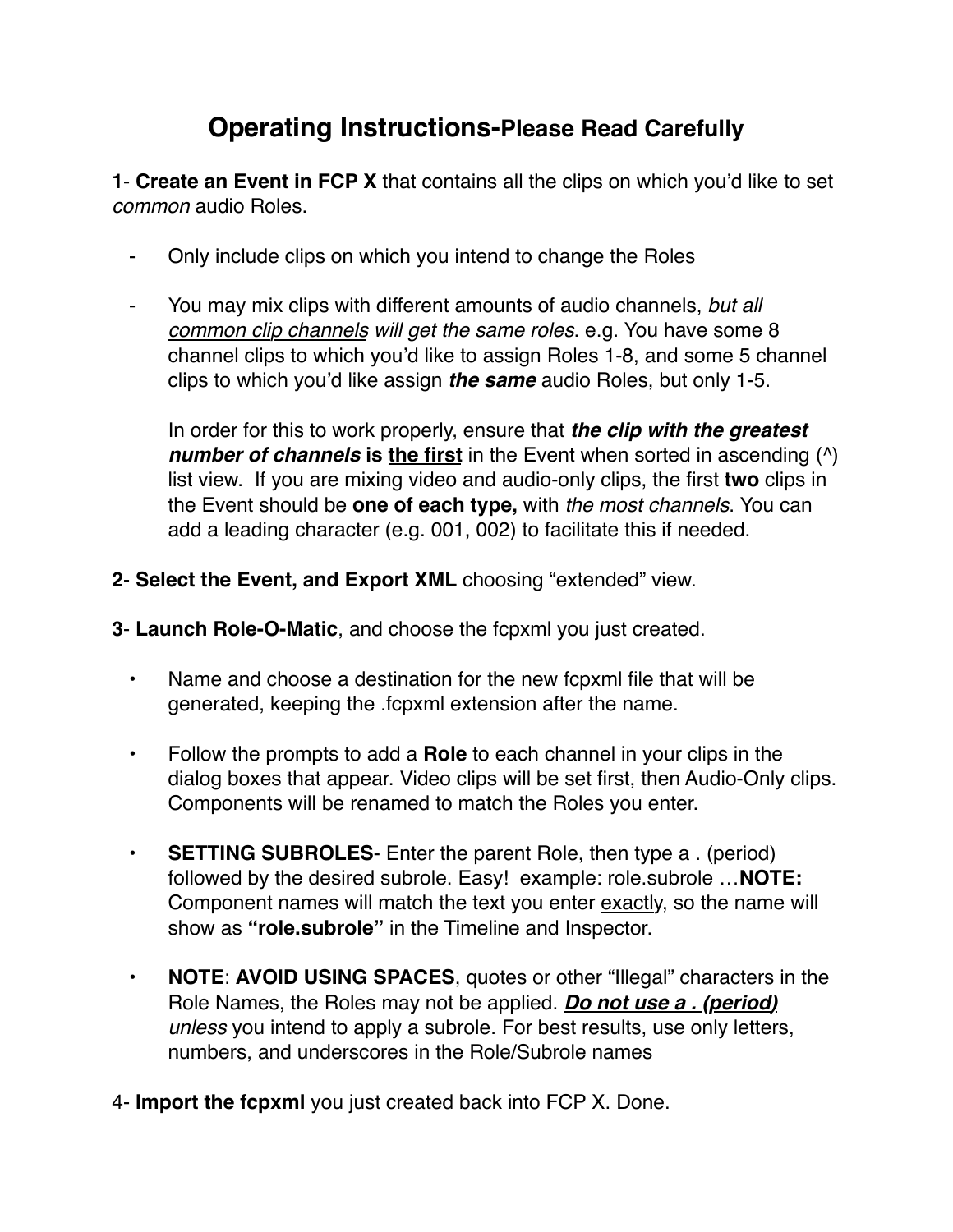# Operating Instructions-Please Read Carefully

**1**- **Create an Event in FCP X** that contains all the clips on which you'd like to set *common* audio Roles.

- Only include clips on which you intend to change the Roles
- You may mix clips with different amounts of audio channels, *but all* <u>*common clip channels*</u> *will get the same roles*. e.g. You have some 8 channel clips to which you'd like to assign Roles 1-8, and some 5 channel clips to which you'd like assign ***the same*** audio Roles, but only 1-5.

  In order for this to work properly, ensure that ***the clip with the greatest number of channels*** **is** <u>**the first**</u> in the Event when sorted in ascending (^) list view. If you are mixing video and audio-only clips, the first **two** clips in the Event should be **one of each type,** with *the most channels*. You can add a leading character (e.g. 001, 002) to facilitate this if needed.

**2**- **Select the Event, and Export XML** choosing "extended" view.

**3**- **Launch Role-O-Matic**, and choose the fcpxml you just created.

- Name and choose a destination for the new fcpxml file that will be generated, keeping the .fcpxml extension after the name.
- Follow the prompts to add a **Role** to each channel in your clips in the dialog boxes that appear. Video clips will be set first, then Audio-Only clips. Components will be renamed to match the Roles you enter.
- **SETTING SUBROLES**- Enter the parent Role, then type a . (period) followed by the desired subrole. Easy! example: role.subrole …**NOTE:** Component names will match the text you enter <u>exactly</u>, so the name will show as **"role.subrole"** in the Timeline and Inspector.
- **NOTE**: **AVOID USING SPACES**, quotes or other "Illegal" characters in the Role Names, the Roles may not be applied. <u>***Do not use a . (period)***</u> *unless* you intend to apply a subrole. For best results, use only letters, numbers, and underscores in the Role/Subrole names

4- **Import the fcpxml** you just created back into FCP X. Done.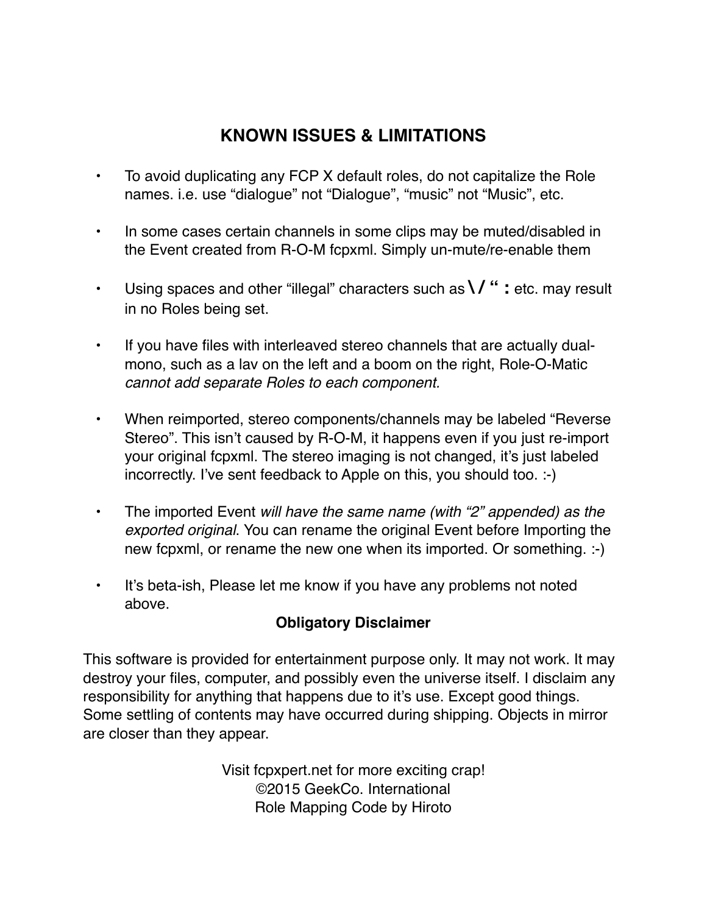## KNOWN ISSUES & LIMITATIONS

- To avoid duplicating any FCP X default roles, do not capitalize the Role names. i.e. use “dialogue” not “Dialogue”, “music” not “Music”, etc.
- In some cases certain channels in some clips may be muted/disabled in the Event created from R-O-M fcpxml. Simply un-mute/re-enable them
- Using spaces and other “illegal” characters such as **\ / “ :** etc. may result in no Roles being set.
- If you have files with interleaved stereo channels that are actually dual-mono, such as a lav on the left and a boom on the right, Role-O-Matic *cannot add separate Roles to each component.*
- When reimported, stereo components/channels may be labeled “Reverse Stereo”. This isn’t caused by R-O-M, it happens even if you just re-import your original fcpxml. The stereo imaging is not changed, it’s just labeled incorrectly. I’ve sent feedback to Apple on this, you should too. :-)
- The imported Event *will have the same name (with “2” appended) as the exported original*. You can rename the original Event before Importing the new fcpxml, or rename the new one when its imported. Or something. :-)
- It’s beta-ish, Please let me know if you have any problems not noted above.

**Obligatory Disclaimer**

This software is provided for entertainment purpose only. It may not work. It may destroy your files, computer, and possibly even the universe itself. I disclaim any responsibility for anything that happens due to it’s use. Except good things. Some settling of contents may have occurred during shipping. Objects in mirror are closer than they appear.

Visit fcpxpert.net for more exciting crap!
©2015 GeekCo. International
Role Mapping Code by Hiroto